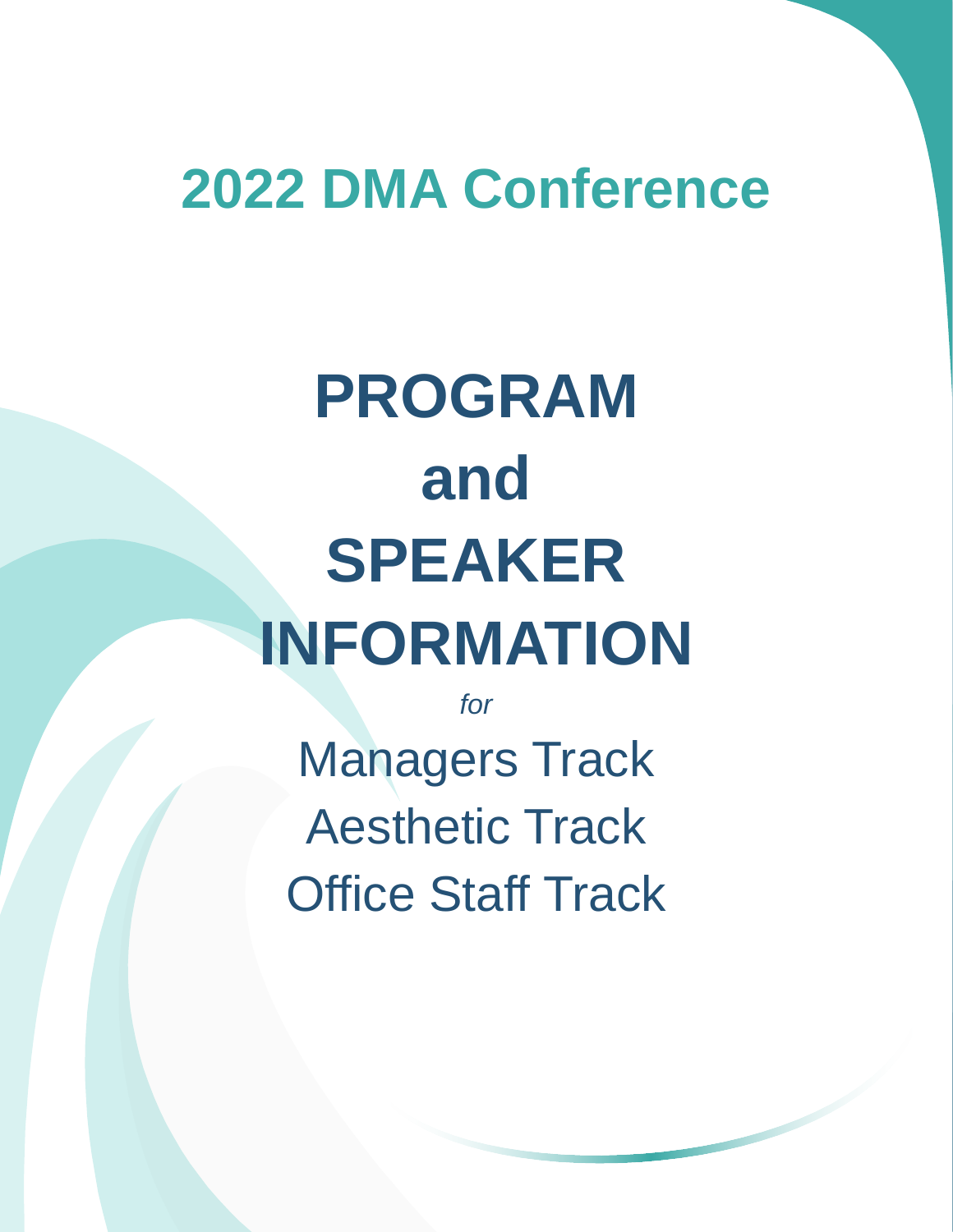## 2022 DMA Conference

# PROGRAM and SPEAKER INFORMATION

*for*

Managers Track

Aesthetic Track

Office Staff Track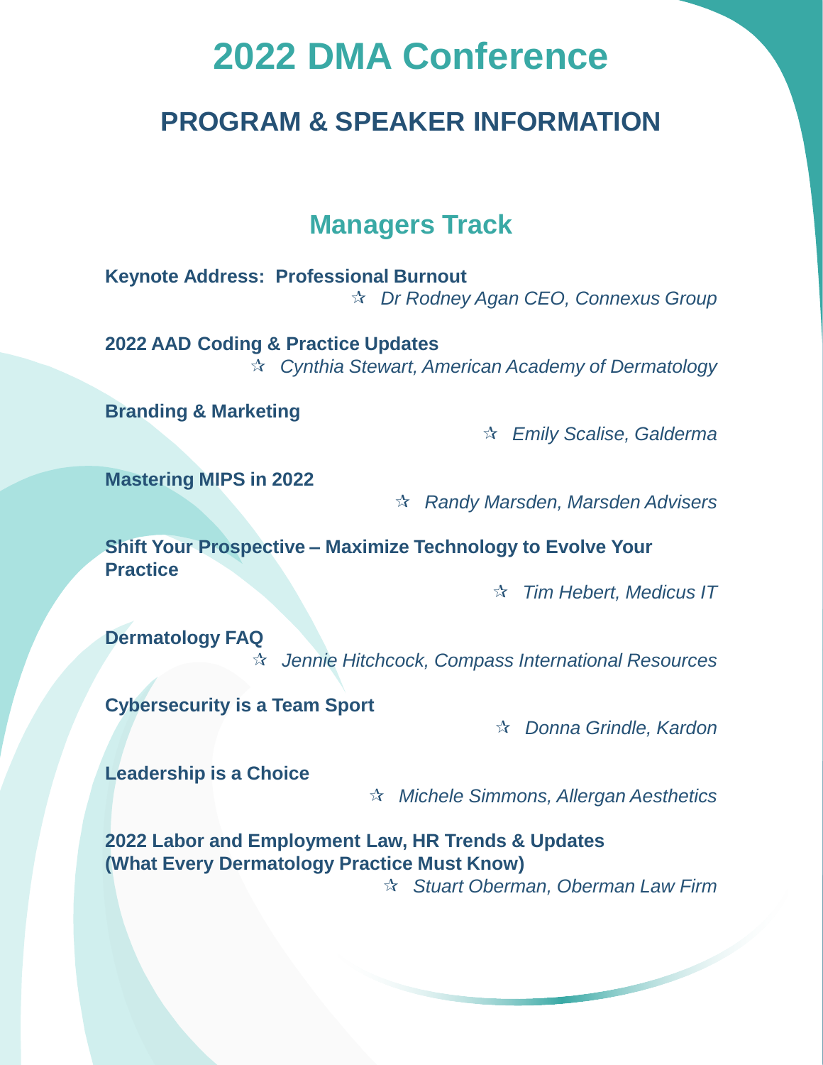# 2022 DMA Conference

## PROGRAM & SPEAKER INFORMATION

### Managers Track

**Keynote Address: Professional Burnout**

☆ *Dr Rodney Agan CEO, Connexus Group*

**2022 AAD Coding & Practice Updates**

☆ *Cynthia Stewart, American Academy of Dermatology*

**Branding & Marketing**

☆ *Emily Scalise, Galderma*

**Mastering MIPS in 2022**

☆ *Randy Marsden, Marsden Advisers*

**Shift Your Prospective – Maximize Technology to Evolve Your Practice**

☆ *Tim Hebert, Medicus IT*

**Dermatology FAQ**

☆ *Jennie Hitchcock, Compass International Resources*

**Cybersecurity is a Team Sport**

☆ *Donna Grindle, Kardon*

**Leadership is a Choice**

☆ *Michele Simmons, Allergan Aesthetics*

**2022 Labor and Employment Law, HR Trends & Updates (What Every Dermatology Practice Must Know)**

☆ *Stuart Oberman, Oberman Law Firm*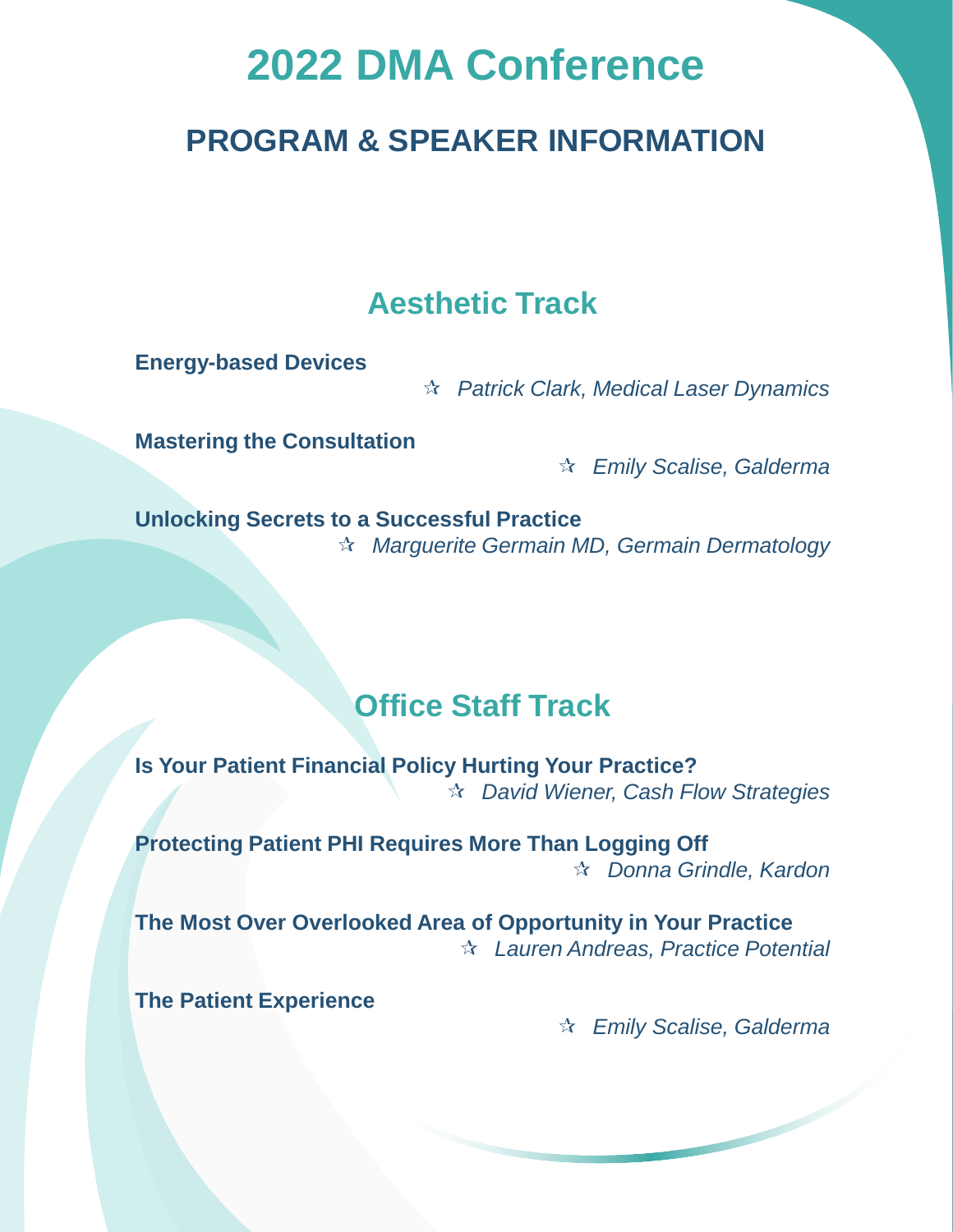# 2022 DMA Conference

## PROGRAM & SPEAKER INFORMATION

## Aesthetic Track

**Energy-based Devices**

☆ *Patrick Clark, Medical Laser Dynamics*

**Mastering the Consultation**

☆ *Emily Scalise, Galderma*

**Unlocking Secrets to a Successful Practice**

☆ *Marguerite Germain MD, Germain Dermatology*

## Office Staff Track

**Is Your Patient Financial Policy Hurting Your Practice?**

☆ *David Wiener, Cash Flow Strategies*

**Protecting Patient PHI Requires More Than Logging Off**

☆ *Donna Grindle, Kardon*

**The Most Over Overlooked Area of Opportunity in Your Practice**

☆ *Lauren Andreas, Practice Potential*

**The Patient Experience**

☆ *Emily Scalise, Galderma*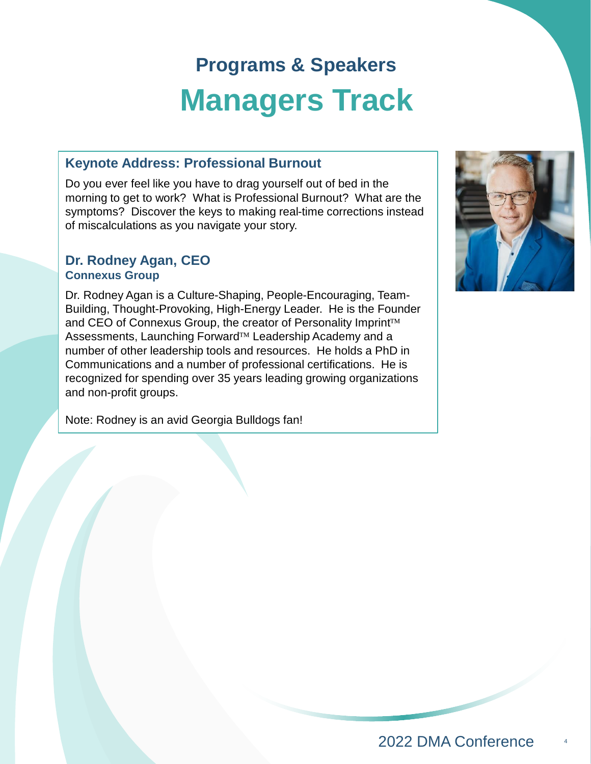## Programs & Speakers

# Managers Track

### Keynote Address: Professional Burnout

Do you ever feel like you have to drag yourself out of bed in the morning to get to work? What is Professional Burnout? What are the symptoms? Discover the keys to making real-time corrections instead of miscalculations as you navigate your story.

### Dr. Rodney Agan, CEO

**Connexus Group**

Dr. Rodney Agan is a Culture-Shaping, People-Encouraging, Team-Building, Thought-Provoking, High-Energy Leader. He is the Founder and CEO of Connexus Group, the creator of Personality Imprint™ Assessments, Launching Forward™ Leadership Academy and a number of other leadership tools and resources. He holds a PhD in Communications and a number of professional certifications. He is recognized for spending over 35 years leading growing organizations and non-profit groups.

Note: Rodney is an avid Georgia Bulldogs fan!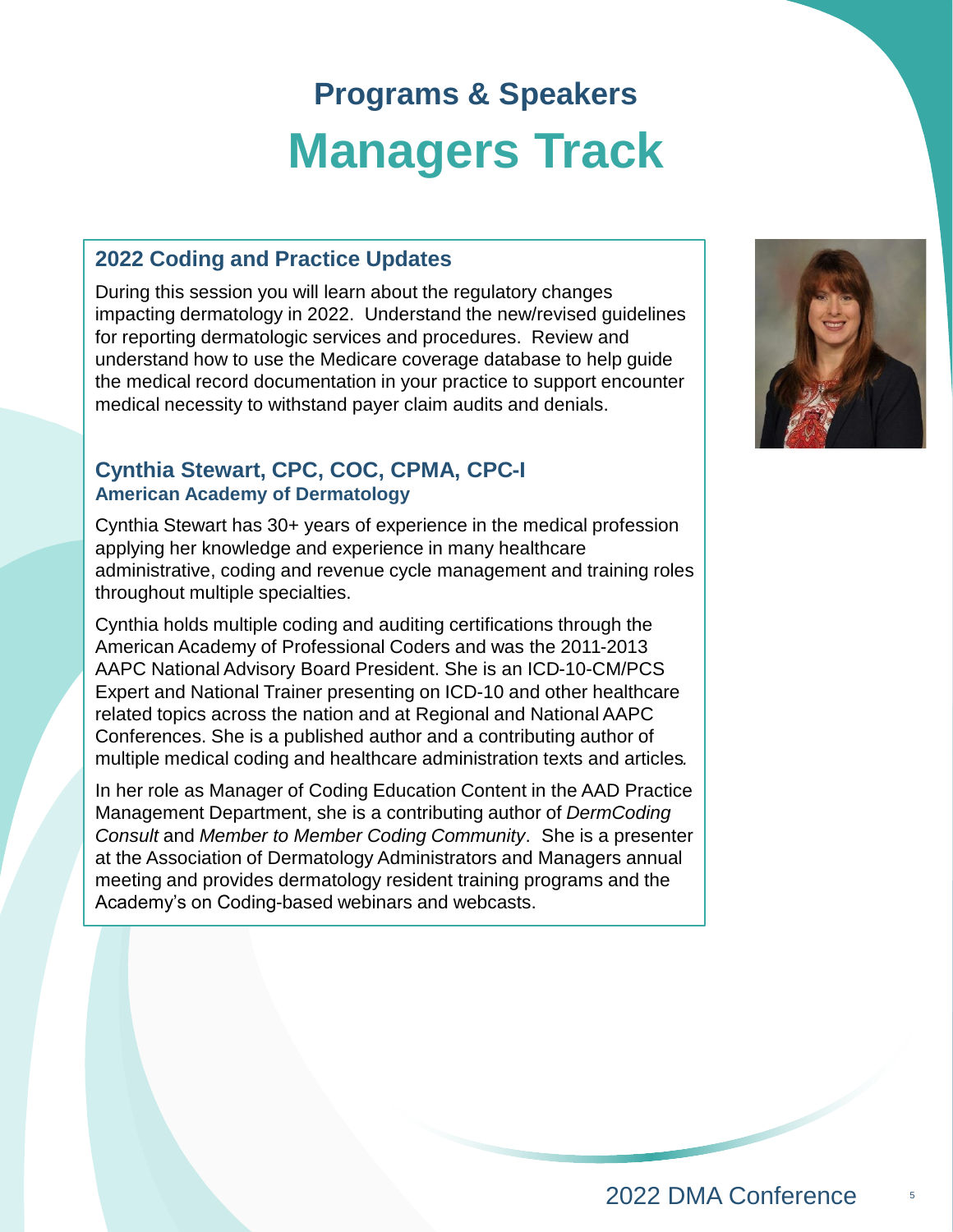# Programs & Speakers

# Managers Track

## 2022 Coding and Practice Updates

During this session you will learn about the regulatory changes impacting dermatology in 2022. Understand the new/revised guidelines for reporting dermatologic services and procedures. Review and understand how to use the Medicare coverage database to help guide the medical record documentation in your practice to support encounter medical necessity to withstand payer claim audits and denials.

### Cynthia Stewart, CPC, COC, CPMA, CPC-I

**American Academy of Dermatology**

Cynthia Stewart has 30+ years of experience in the medical profession applying her knowledge and experience in many healthcare administrative, coding and revenue cycle management and training roles throughout multiple specialties.

Cynthia holds multiple coding and auditing certifications through the American Academy of Professional Coders and was the 2011-2013 AAPC National Advisory Board President. She is an ICD-10-CM/PCS Expert and National Trainer presenting on ICD-10 and other healthcare related topics across the nation and at Regional and National AAPC Conferences. She is a published author and a contributing author of multiple medical coding and healthcare administration texts and articles.

In her role as Manager of Coding Education Content in the AAD Practice Management Department, she is a contributing author of *DermCoding Consult* and *Member to Member Coding Community*. She is a presenter at the Association of Dermatology Administrators and Managers annual meeting and provides dermatology resident training programs and the Academy's on Coding-based webinars and webcasts.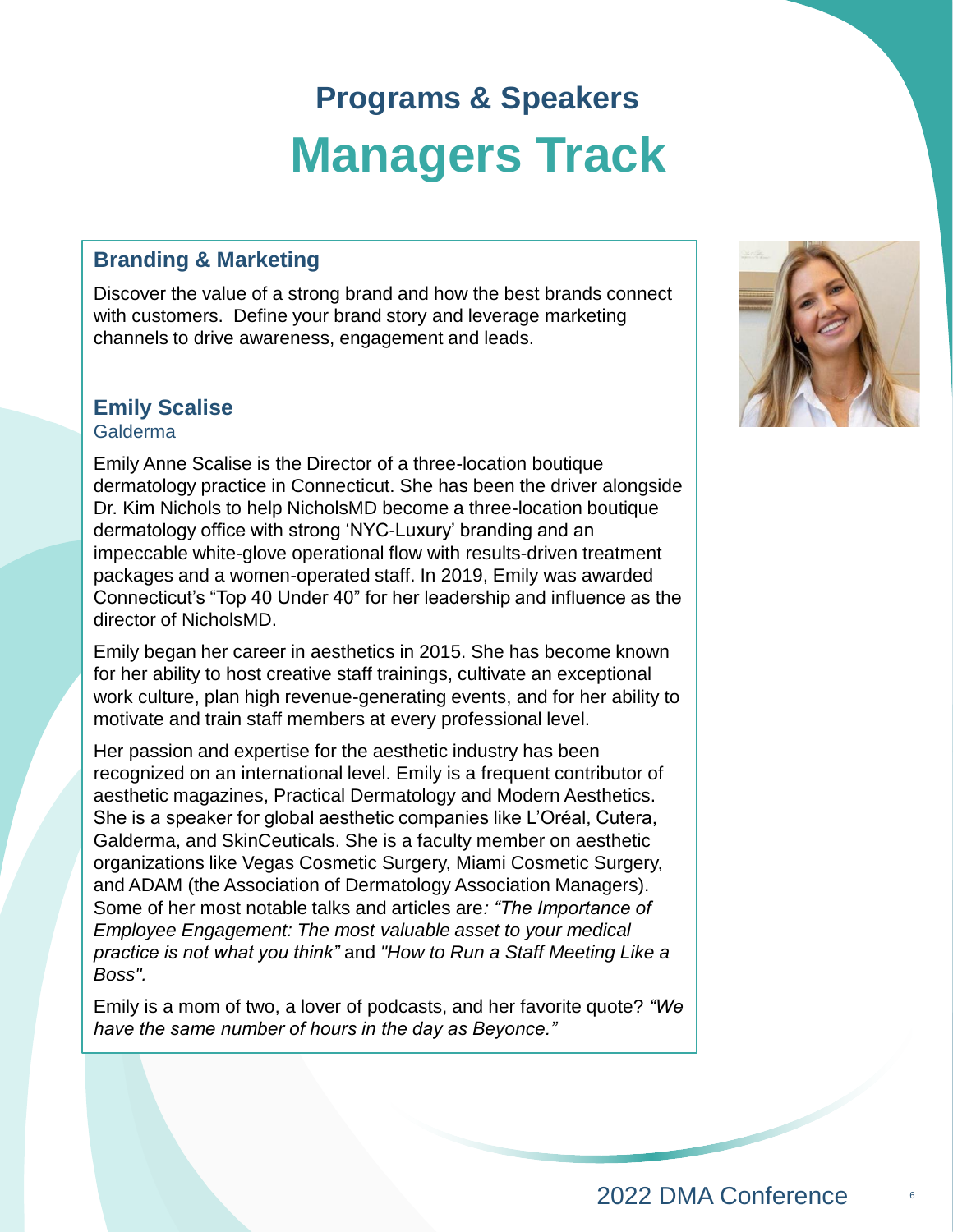## Programs & Speakers

# Managers Track

### Branding & Marketing

Discover the value of a strong brand and how the best brands connect with customers. Define your brand story and leverage marketing channels to drive awareness, engagement and leads.

### Emily Scalise

Galderma

Emily Anne Scalise is the Director of a three-location boutique dermatology practice in Connecticut. She has been the driver alongside Dr. Kim Nichols to help NicholsMD become a three-location boutique dermatology office with strong 'NYC-Luxury' branding and an impeccable white-glove operational flow with results-driven treatment packages and a women-operated staff. In 2019, Emily was awarded Connecticut's "Top 40 Under 40" for her leadership and influence as the director of NicholsMD.

Emily began her career in aesthetics in 2015. She has become known for her ability to host creative staff trainings, cultivate an exceptional work culture, plan high revenue-generating events, and for her ability to motivate and train staff members at every professional level.

Her passion and expertise for the aesthetic industry has been recognized on an international level. Emily is a frequent contributor of aesthetic magazines, Practical Dermatology and Modern Aesthetics. She is a speaker for global aesthetic companies like L'Oréal, Cutera, Galderma, and SkinCeuticals. She is a faculty member on aesthetic organizations like Vegas Cosmetic Surgery, Miami Cosmetic Surgery, and ADAM (the Association of Dermatology Association Managers). Some of her most notable talks and articles are*: "The Importance of Employee Engagement: The most valuable asset to your medical practice is not what you think"* and *"How to Run a Staff Meeting Like a Boss".*

Emily is a mom of two, a lover of podcasts, and her favorite quote? *"We have the same number of hours in the day as Beyonce."*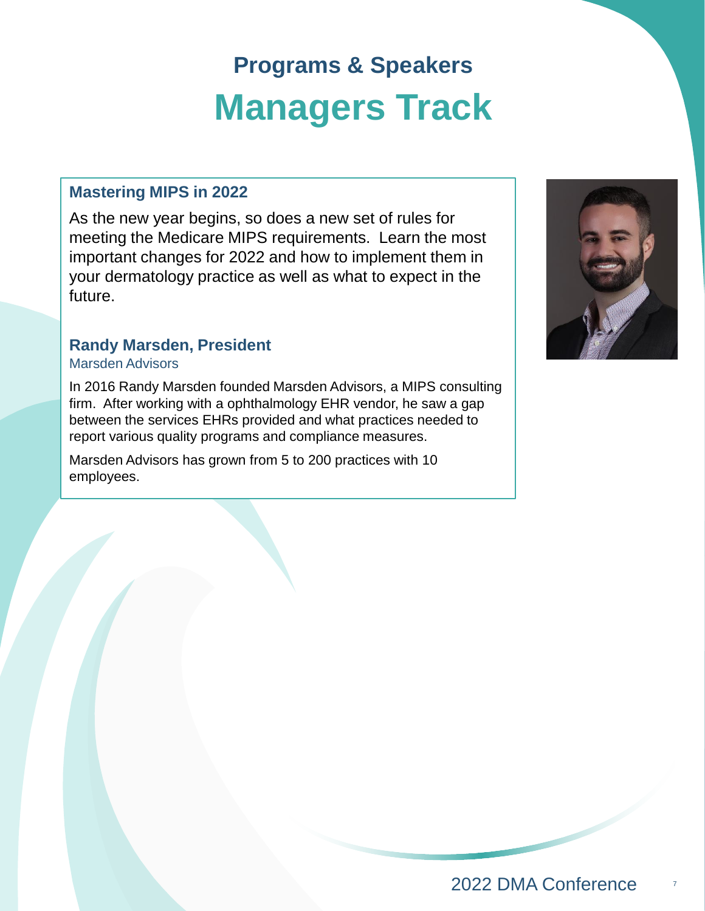# Programs & Speakers

## Managers Track

### Mastering MIPS in 2022

As the new year begins, so does a new set of rules for meeting the Medicare MIPS requirements. Learn the most important changes for 2022 and how to implement them in your dermatology practice as well as what to expect in the future.

### Randy Marsden, President

Marsden Advisors

In 2016 Randy Marsden founded Marsden Advisors, a MIPS consulting firm. After working with a ophthalmology EHR vendor, he saw a gap between the services EHRs provided and what practices needed to report various quality programs and compliance measures.

Marsden Advisors has grown from 5 to 200 practices with 10 employees.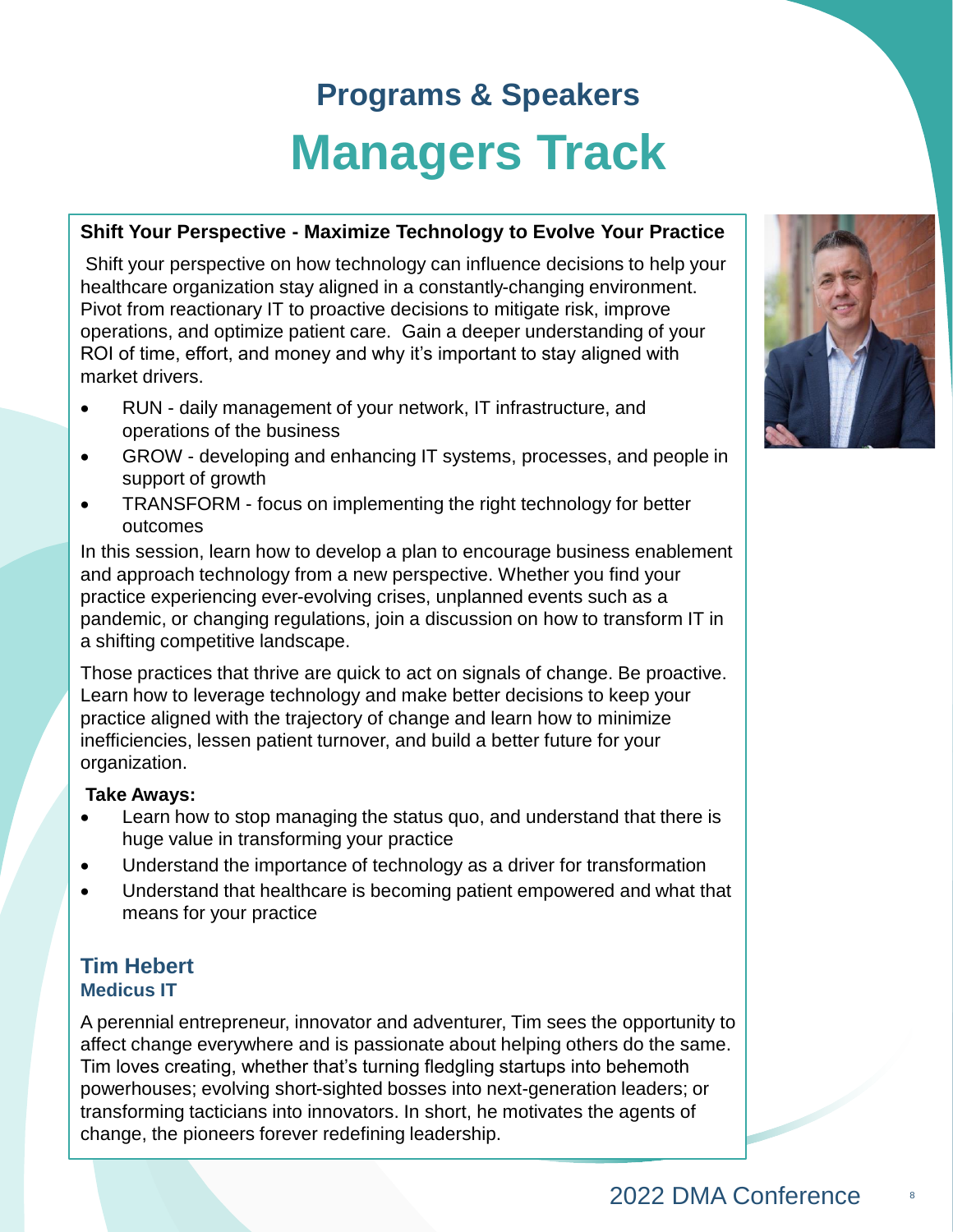## Programs & Speakers

# Managers Track

### Shift Your Perspective - Maximize Technology to Evolve Your Practice

Shift your perspective on how technology can influence decisions to help your healthcare organization stay aligned in a constantly-changing environment. Pivot from reactionary IT to proactive decisions to mitigate risk, improve operations, and optimize patient care. Gain a deeper understanding of your ROI of time, effort, and money and why it's important to stay aligned with market drivers.

- RUN - daily management of your network, IT infrastructure, and operations of the business
- GROW - developing and enhancing IT systems, processes, and people in support of growth
- TRANSFORM - focus on implementing the right technology for better outcomes

In this session, learn how to develop a plan to encourage business enablement and approach technology from a new perspective. Whether you find your practice experiencing ever-evolving crises, unplanned events such as a pandemic, or changing regulations, join a discussion on how to transform IT in a shifting competitive landscape.

Those practices that thrive are quick to act on signals of change. Be proactive. Learn how to leverage technology and make better decisions to keep your practice aligned with the trajectory of change and learn how to minimize inefficiencies, lessen patient turnover, and build a better future for your organization.

**Take Aways:**

- Learn how to stop managing the status quo, and understand that there is huge value in transforming your practice
- Understand the importance of technology as a driver for transformation
- Understand that healthcare is becoming patient empowered and what that means for your practice

### Tim Hebert
**Medicus IT**

A perennial entrepreneur, innovator and adventurer, Tim sees the opportunity to affect change everywhere and is passionate about helping others do the same. Tim loves creating, whether that's turning fledgling startups into behemoth powerhouses; evolving short-sighted bosses into next-generation leaders; or transforming tacticians into innovators. In short, he motivates the agents of change, the pioneers forever redefining leadership.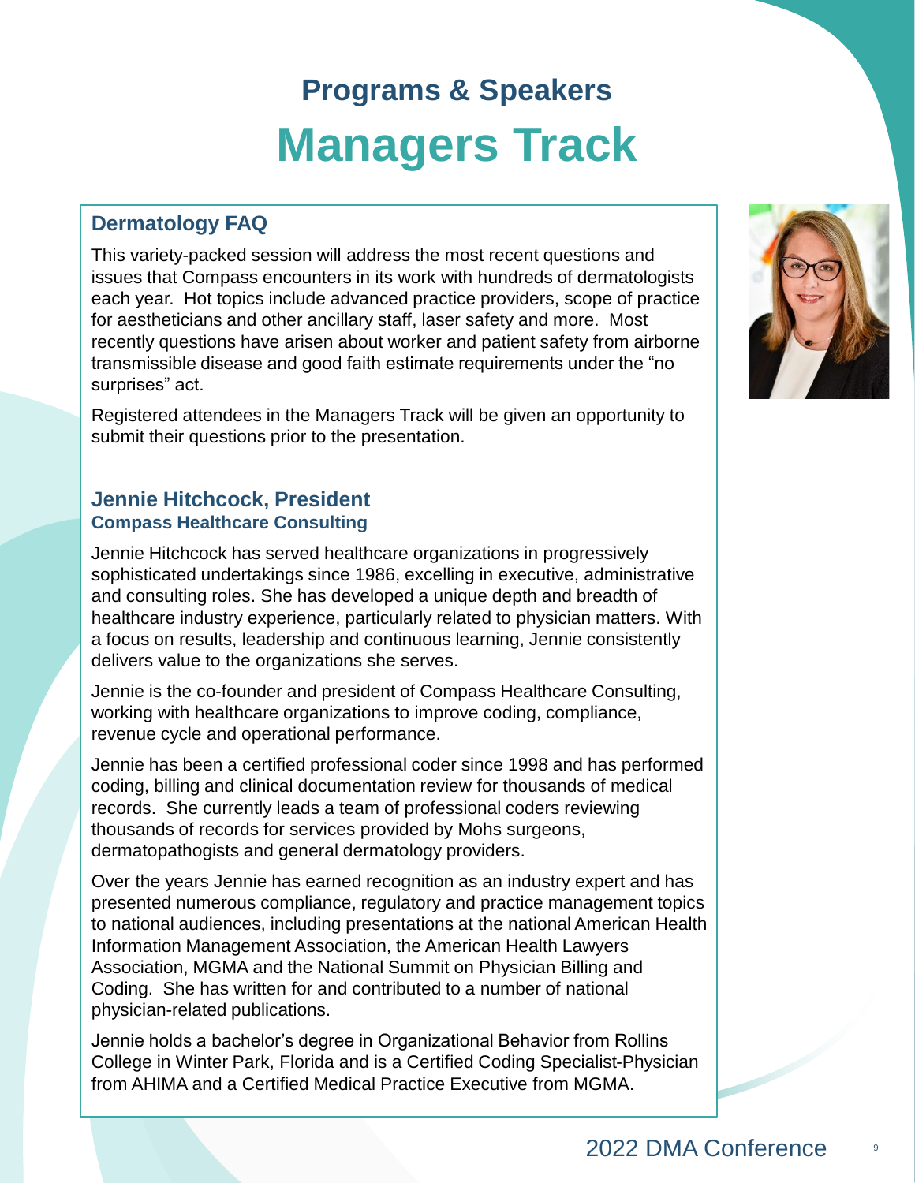## Programs & Speakers

# Managers Track

### Dermatology FAQ

This variety-packed session will address the most recent questions and issues that Compass encounters in its work with hundreds of dermatologists each year. Hot topics include advanced practice providers, scope of practice for aestheticians and other ancillary staff, laser safety and more. Most recently questions have arisen about worker and patient safety from airborne transmissible disease and good faith estimate requirements under the "no surprises" act.

Registered attendees in the Managers Track will be given an opportunity to submit their questions prior to the presentation.

### Jennie Hitchcock, President

**Compass Healthcare Consulting**

Jennie Hitchcock has served healthcare organizations in progressively sophisticated undertakings since 1986, excelling in executive, administrative and consulting roles. She has developed a unique depth and breadth of healthcare industry experience, particularly related to physician matters. With a focus on results, leadership and continuous learning, Jennie consistently delivers value to the organizations she serves.

Jennie is the co-founder and president of Compass Healthcare Consulting, working with healthcare organizations to improve coding, compliance, revenue cycle and operational performance.

Jennie has been a certified professional coder since 1998 and has performed coding, billing and clinical documentation review for thousands of medical records. She currently leads a team of professional coders reviewing thousands of records for services provided by Mohs surgeons, dermatopathogists and general dermatology providers.

Over the years Jennie has earned recognition as an industry expert and has presented numerous compliance, regulatory and practice management topics to national audiences, including presentations at the national American Health Information Management Association, the American Health Lawyers Association, MGMA and the National Summit on Physician Billing and Coding. She has written for and contributed to a number of national physician-related publications.

Jennie holds a bachelor's degree in Organizational Behavior from Rollins College in Winter Park, Florida and is a Certified Coding Specialist-Physician from AHIMA and a Certified Medical Practice Executive from MGMA.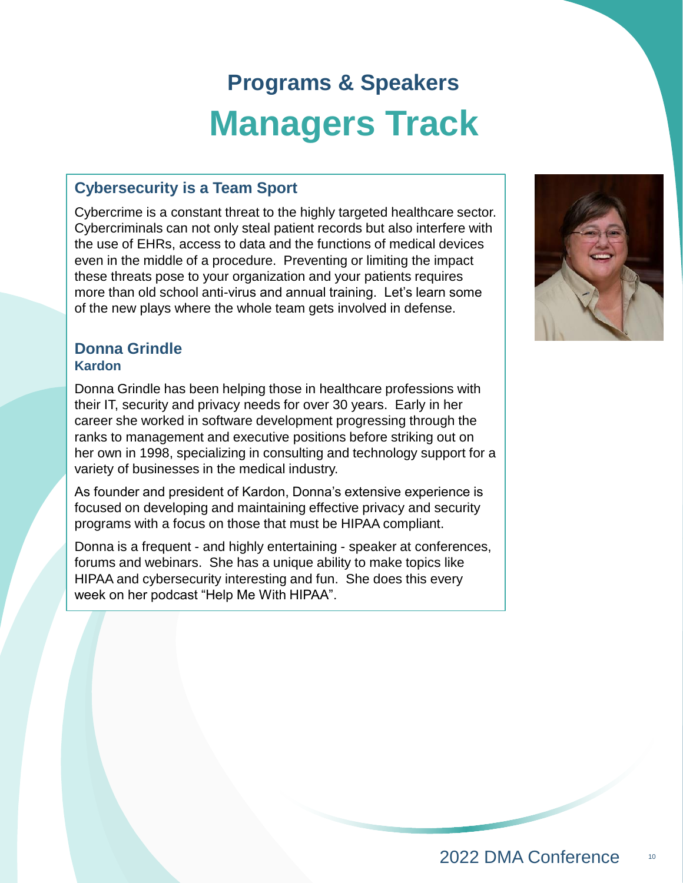# Programs & Speakers

# Managers Track

## Cybersecurity is a Team Sport

Cybercrime is a constant threat to the highly targeted healthcare sector. Cybercriminals can not only steal patient records but also interfere with the use of EHRs, access to data and the functions of medical devices even in the middle of a procedure. Preventing or limiting the impact these threats pose to your organization and your patients requires more than old school anti-virus and annual training. Let's learn some of the new plays where the whole team gets involved in defense.

### Donna Grindle

**Kardon**

Donna Grindle has been helping those in healthcare professions with their IT, security and privacy needs for over 30 years. Early in her career she worked in software development progressing through the ranks to management and executive positions before striking out on her own in 1998, specializing in consulting and technology support for a variety of businesses in the medical industry.

As founder and president of Kardon, Donna's extensive experience is focused on developing and maintaining effective privacy and security programs with a focus on those that must be HIPAA compliant.

Donna is a frequent - and highly entertaining - speaker at conferences, forums and webinars. She has a unique ability to make topics like HIPAA and cybersecurity interesting and fun. She does this every week on her podcast "Help Me With HIPAA".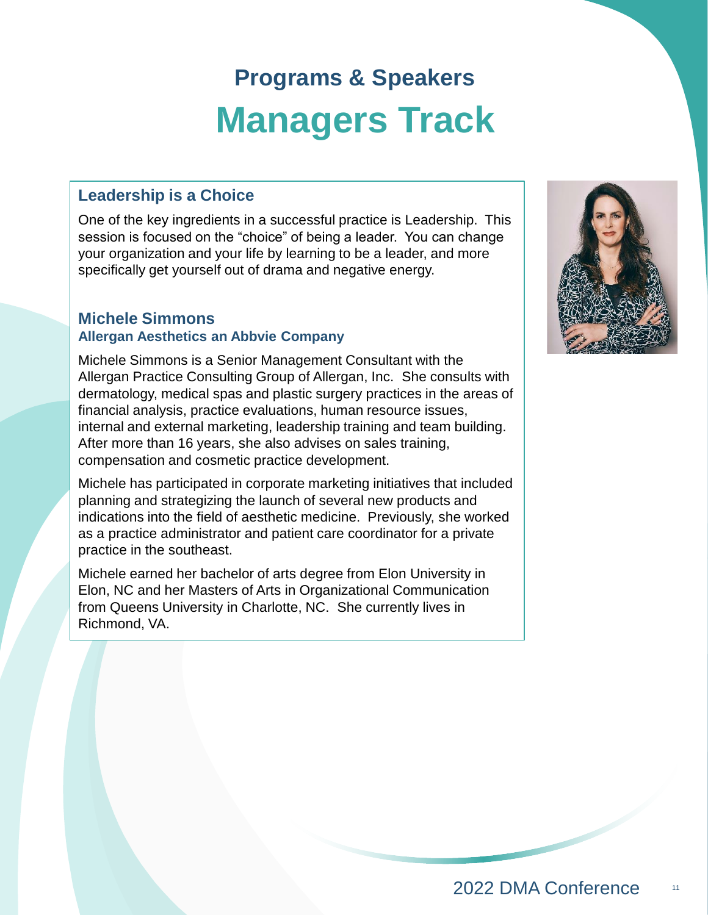# Programs & Speakers

# Managers Track

## Leadership is a Choice

One of the key ingredients in a successful practice is Leadership. This session is focused on the "choice" of being a leader. You can change your organization and your life by learning to be a leader, and more specifically get yourself out of drama and negative energy.

## Michele Simmons

### Allergan Aesthetics an Abbvie Company

Michele Simmons is a Senior Management Consultant with the Allergan Practice Consulting Group of Allergan, Inc. She consults with dermatology, medical spas and plastic surgery practices in the areas of financial analysis, practice evaluations, human resource issues, internal and external marketing, leadership training and team building. After more than 16 years, she also advises on sales training, compensation and cosmetic practice development.

Michele has participated in corporate marketing initiatives that included planning and strategizing the launch of several new products and indications into the field of aesthetic medicine. Previously, she worked as a practice administrator and patient care coordinator for a private practice in the southeast.

Michele earned her bachelor of arts degree from Elon University in Elon, NC and her Masters of Arts in Organizational Communication from Queens University in Charlotte, NC. She currently lives in Richmond, VA.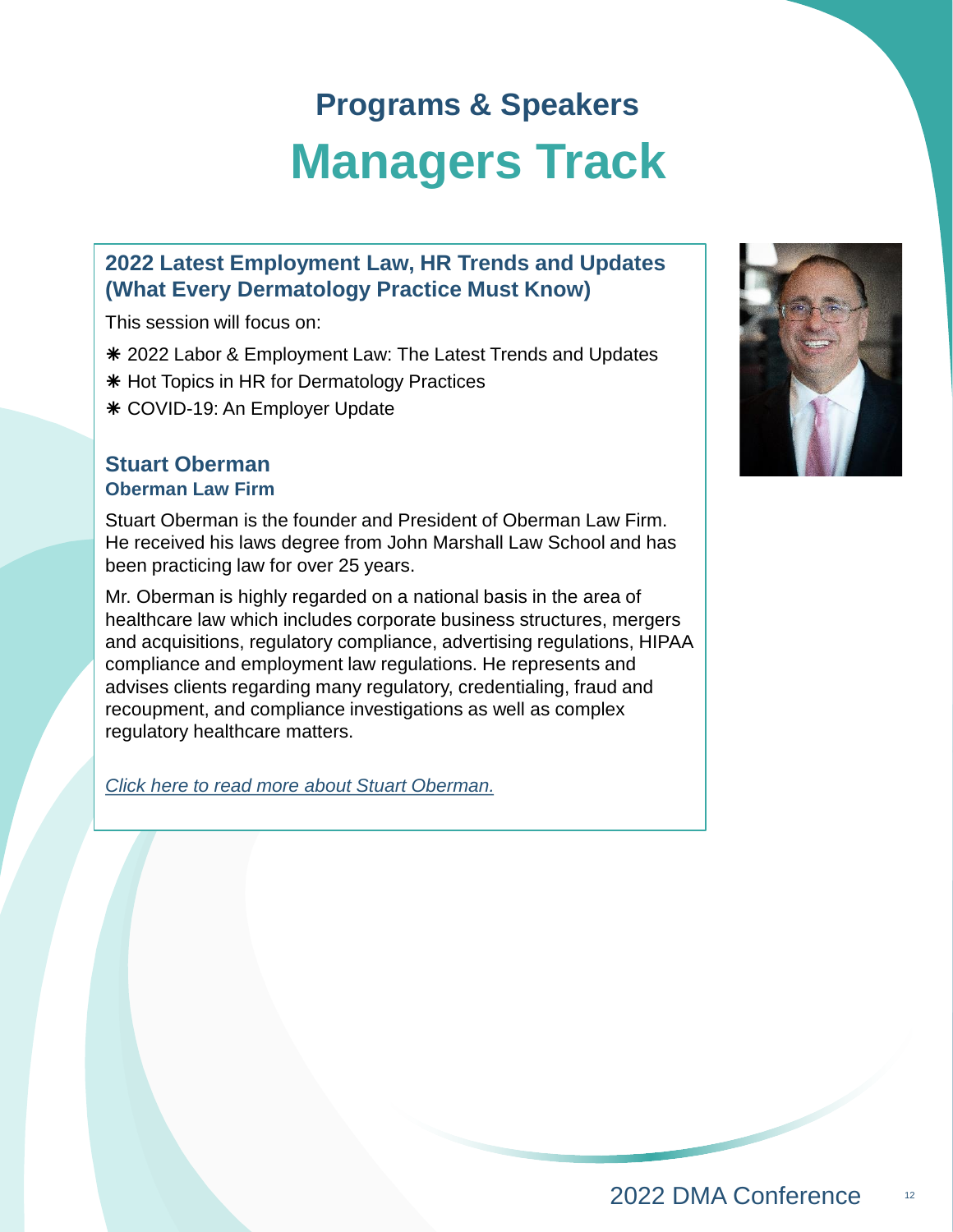# Programs & Speakers

# Managers Track

### 2022 Latest Employment Law, HR Trends and Updates (What Every Dermatology Practice Must Know)

This session will focus on:

- 2022 Labor & Employment Law: The Latest Trends and Updates
- Hot Topics in HR for Dermatology Practices
- COVID-19: An Employer Update

### Stuart Oberman

**Oberman Law Firm**

Stuart Oberman is the founder and President of Oberman Law Firm. He received his laws degree from John Marshall Law School and has been practicing law for over 25 years.

Mr. Oberman is highly regarded on a national basis in the area of healthcare law which includes corporate business structures, mergers and acquisitions, regulatory compliance, advertising regulations, HIPAA compliance and employment law regulations. He represents and advises clients regarding many regulatory, credentialing, fraud and recoupment, and compliance investigations as well as complex regulatory healthcare matters.

*Click here to read more about Stuart Oberman.*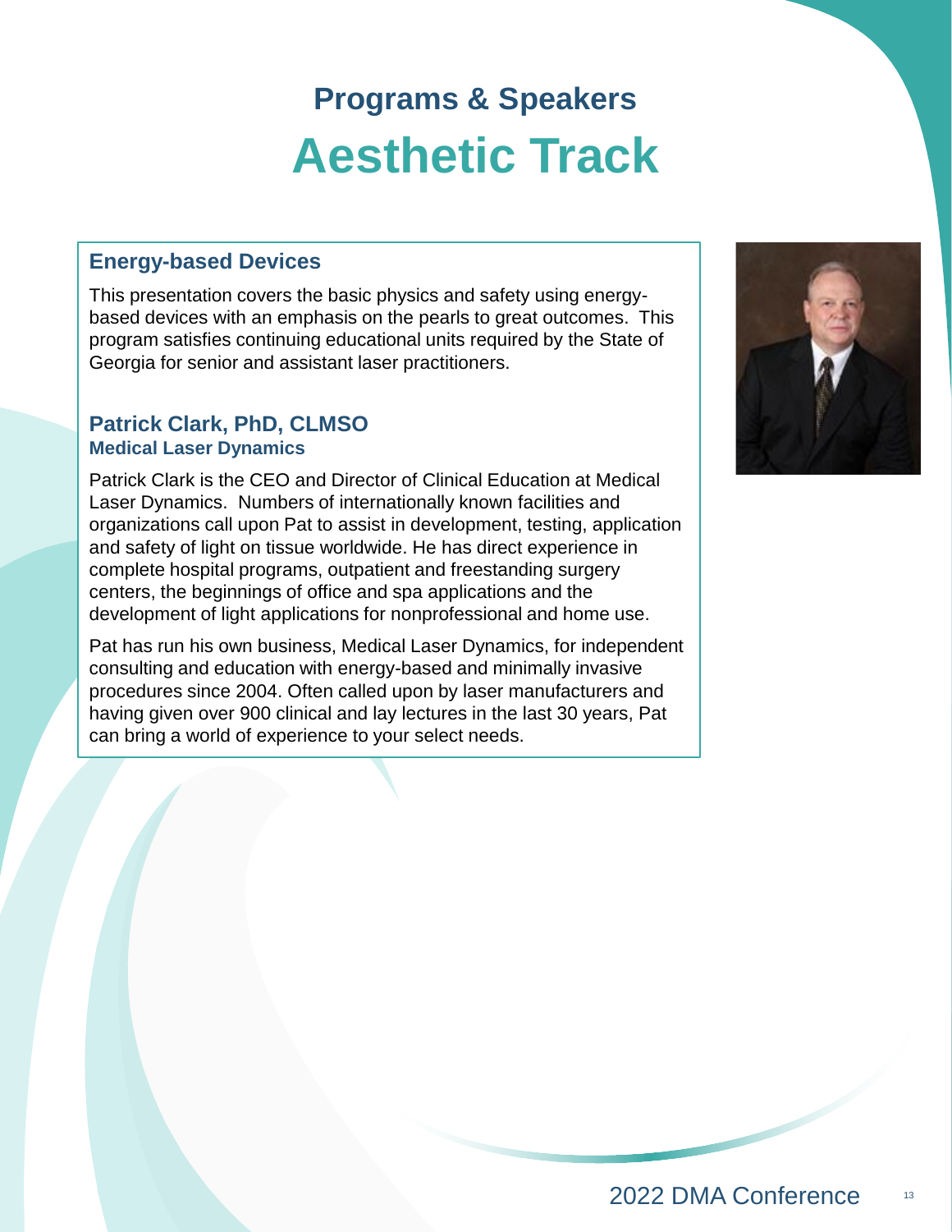# Programs & Speakers

# Aesthetic Track

## Energy-based Devices

This presentation covers the basic physics and safety using energy-based devices with an emphasis on the pearls to great outcomes. This program satisfies continuing educational units required by the State of Georgia for senior and assistant laser practitioners.

### Patrick Clark, PhD, CLMSO

**Medical Laser Dynamics**

Patrick Clark is the CEO and Director of Clinical Education at Medical Laser Dynamics. Numbers of internationally known facilities and organizations call upon Pat to assist in development, testing, application and safety of light on tissue worldwide. He has direct experience in complete hospital programs, outpatient and freestanding surgery centers, the beginnings of office and spa applications and the development of light applications for nonprofessional and home use.

Pat has run his own business, Medical Laser Dynamics, for independent consulting and education with energy-based and minimally invasive procedures since 2004. Often called upon by laser manufacturers and having given over 900 clinical and lay lectures in the last 30 years, Pat can bring a world of experience to your select needs.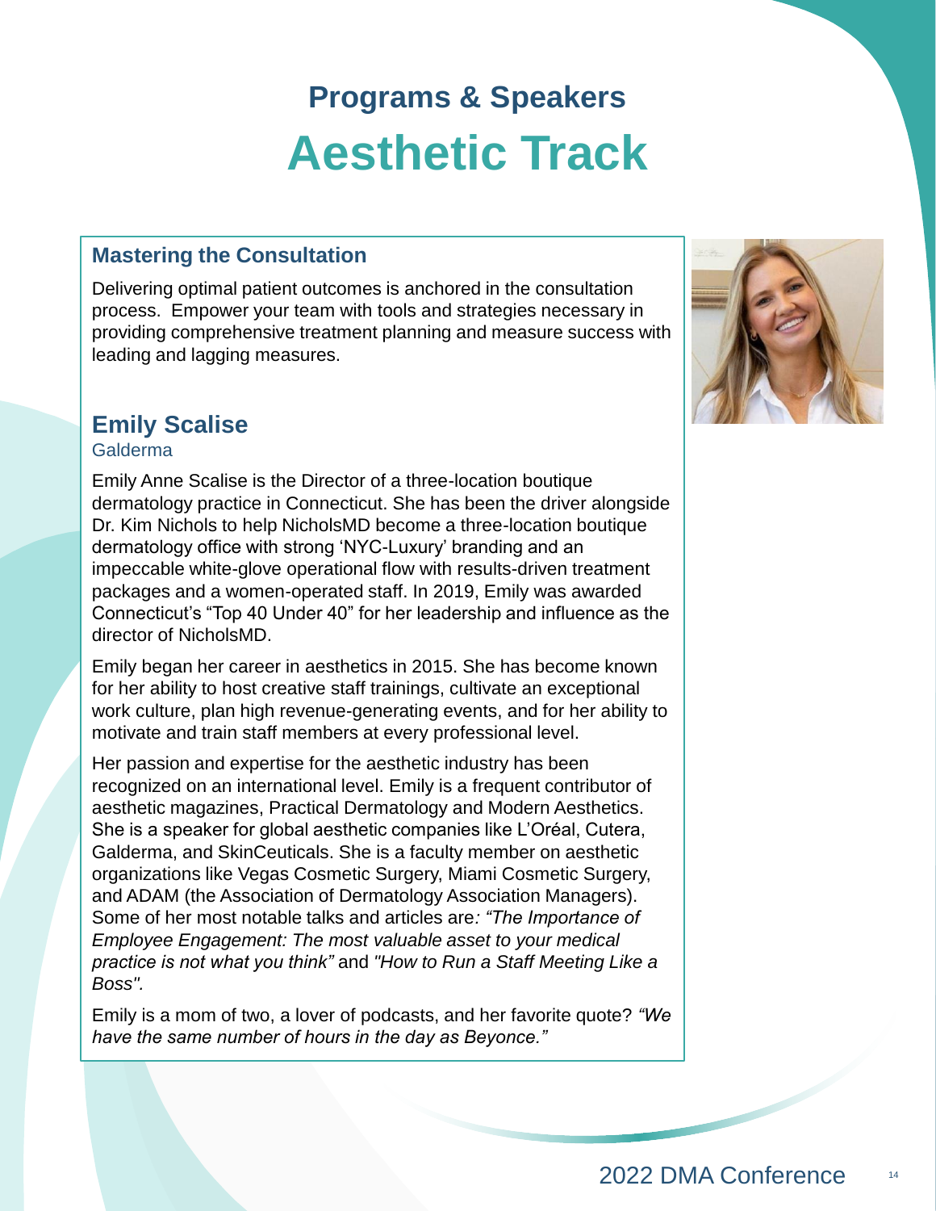# Programs & Speakers

# Aesthetic Track

## Mastering the Consultation

Delivering optimal patient outcomes is anchored in the consultation process. Empower your team with tools and strategies necessary in providing comprehensive treatment planning and measure success with leading and lagging measures.

## Emily Scalise

Galderma

Emily Anne Scalise is the Director of a three-location boutique dermatology practice in Connecticut. She has been the driver alongside Dr. Kim Nichols to help NicholsMD become a three-location boutique dermatology office with strong 'NYC-Luxury' branding and an impeccable white-glove operational flow with results-driven treatment packages and a women-operated staff. In 2019, Emily was awarded Connecticut's "Top 40 Under 40" for her leadership and influence as the director of NicholsMD.

Emily began her career in aesthetics in 2015. She has become known for her ability to host creative staff trainings, cultivate an exceptional work culture, plan high revenue-generating events, and for her ability to motivate and train staff members at every professional level.

Her passion and expertise for the aesthetic industry has been recognized on an international level. Emily is a frequent contributor of aesthetic magazines, Practical Dermatology and Modern Aesthetics. She is a speaker for global aesthetic companies like L'Oréal, Cutera, Galderma, and SkinCeuticals. She is a faculty member on aesthetic organizations like Vegas Cosmetic Surgery, Miami Cosmetic Surgery, and ADAM (the Association of Dermatology Association Managers). Some of her most notable talks and articles are*: "The Importance of Employee Engagement: The most valuable asset to your medical practice is not what you think"* and *"How to Run a Staff Meeting Like a Boss".*

Emily is a mom of two, a lover of podcasts, and her favorite quote? *"We have the same number of hours in the day as Beyonce."*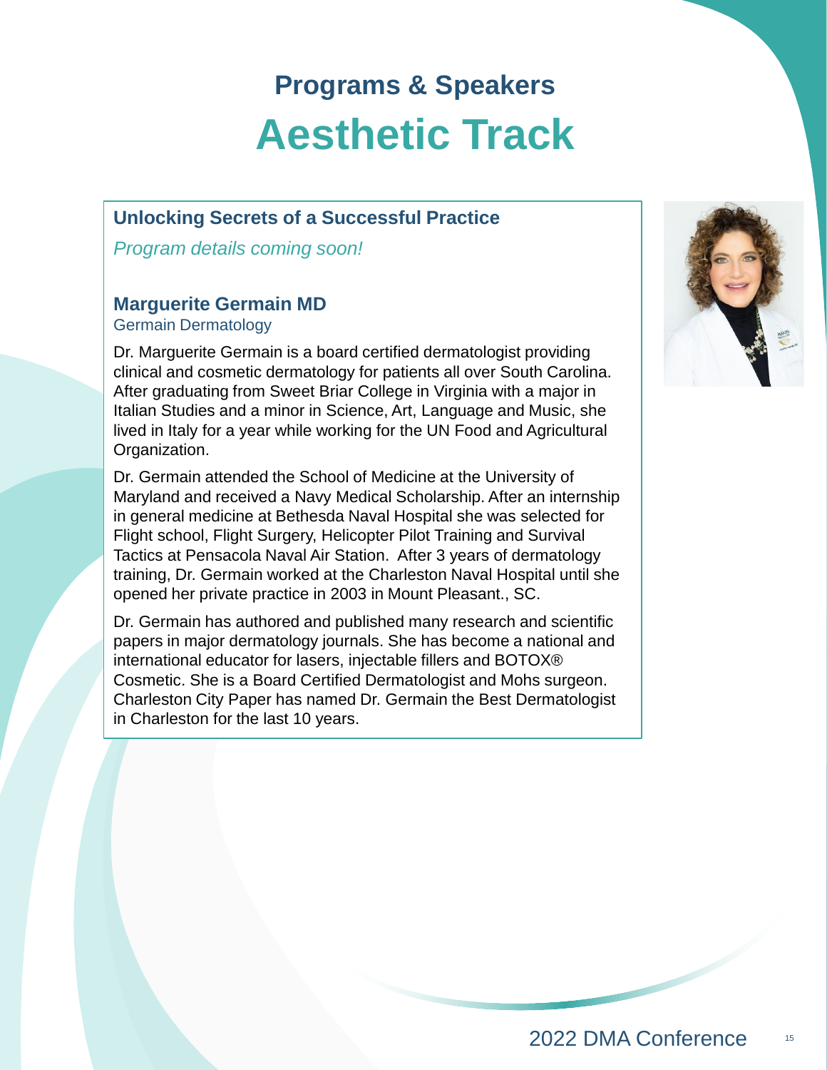# Programs & Speakers
# Aesthetic Track

## Unlocking Secrets of a Successful Practice

*Program details coming soon!*

### Marguerite Germain MD

Germain Dermatology

Dr. Marguerite Germain is a board certified dermatologist providing clinical and cosmetic dermatology for patients all over South Carolina. After graduating from Sweet Briar College in Virginia with a major in Italian Studies and a minor in Science, Art, Language and Music, she lived in Italy for a year while working for the UN Food and Agricultural Organization.

Dr. Germain attended the School of Medicine at the University of Maryland and received a Navy Medical Scholarship. After an internship in general medicine at Bethesda Naval Hospital she was selected for Flight school, Flight Surgery, Helicopter Pilot Training and Survival Tactics at Pensacola Naval Air Station. After 3 years of dermatology training, Dr. Germain worked at the Charleston Naval Hospital until she opened her private practice in 2003 in Mount Pleasant., SC.

Dr. Germain has authored and published many research and scientific papers in major dermatology journals. She has become a national and international educator for lasers, injectable fillers and BOTOX® Cosmetic. She is a Board Certified Dermatologist and Mohs surgeon. Charleston City Paper has named Dr. Germain the Best Dermatologist in Charleston for the last 10 years.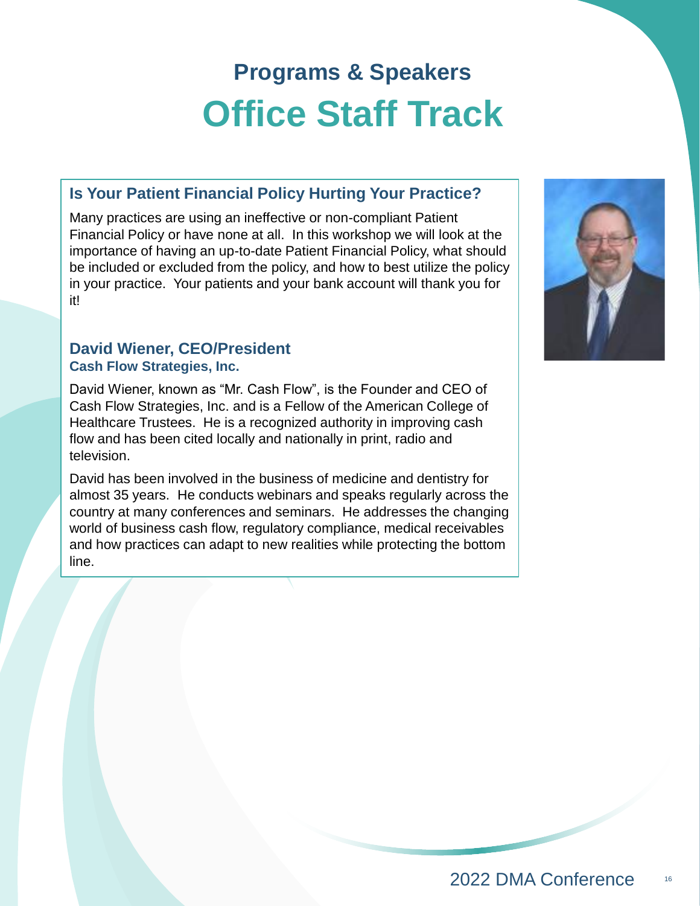# Programs & Speakers

# Office Staff Track

## Is Your Patient Financial Policy Hurting Your Practice?

Many practices are using an ineffective or non-compliant Patient Financial Policy or have none at all. In this workshop we will look at the importance of having an up-to-date Patient Financial Policy, what should be included or excluded from the policy, and how to best utilize the policy in your practice. Your patients and your bank account will thank you for it!

### David Wiener, CEO/President

**Cash Flow Strategies, Inc.**

David Wiener, known as "Mr. Cash Flow", is the Founder and CEO of Cash Flow Strategies, Inc. and is a Fellow of the American College of Healthcare Trustees. He is a recognized authority in improving cash flow and has been cited locally and nationally in print, radio and television.

David has been involved in the business of medicine and dentistry for almost 35 years. He conducts webinars and speaks regularly across the country at many conferences and seminars. He addresses the changing world of business cash flow, regulatory compliance, medical receivables and how practices can adapt to new realities while protecting the bottom line.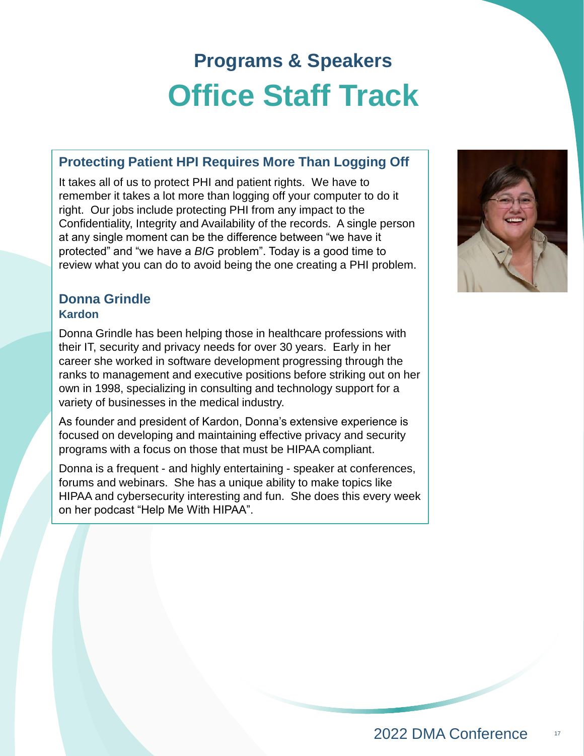# Programs & Speakers

# Office Staff Track

## Protecting Patient HPI Requires More Than Logging Off

It takes all of us to protect PHI and patient rights. We have to remember it takes a lot more than logging off your computer to do it right. Our jobs include protecting PHI from any impact to the Confidentiality, Integrity and Availability of the records. A single person at any single moment can be the difference between "we have it protected" and "we have a *BIG* problem". Today is a good time to review what you can do to avoid being the one creating a PHI problem.

### Donna Grindle

**Kardon**

Donna Grindle has been helping those in healthcare professions with their IT, security and privacy needs for over 30 years. Early in her career she worked in software development progressing through the ranks to management and executive positions before striking out on her own in 1998, specializing in consulting and technology support for a variety of businesses in the medical industry.

As founder and president of Kardon, Donna's extensive experience is focused on developing and maintaining effective privacy and security programs with a focus on those that must be HIPAA compliant.

Donna is a frequent - and highly entertaining - speaker at conferences, forums and webinars. She has a unique ability to make topics like HIPAA and cybersecurity interesting and fun. She does this every week on her podcast "Help Me With HIPAA".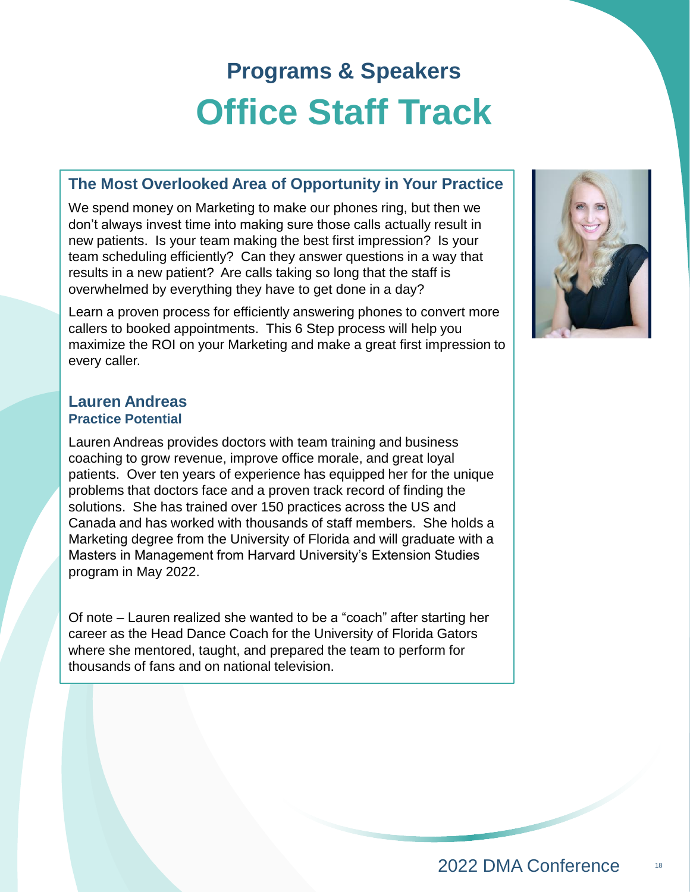# Programs & Speakers

# Office Staff Track

## The Most Overlooked Area of Opportunity in Your Practice

We spend money on Marketing to make our phones ring, but then we don't always invest time into making sure those calls actually result in new patients. Is your team making the best first impression? Is your team scheduling efficiently? Can they answer questions in a way that results in a new patient? Are calls taking so long that the staff is overwhelmed by everything they have to get done in a day?

Learn a proven process for efficiently answering phones to convert more callers to booked appointments. This 6 Step process will help you maximize the ROI on your Marketing and make a great first impression to every caller.

### Lauren Andreas

**Practice Potential**

Lauren Andreas provides doctors with team training and business coaching to grow revenue, improve office morale, and great loyal patients. Over ten years of experience has equipped her for the unique problems that doctors face and a proven track record of finding the solutions. She has trained over 150 practices across the US and Canada and has worked with thousands of staff members. She holds a Marketing degree from the University of Florida and will graduate with a Masters in Management from Harvard University's Extension Studies program in May 2022.

Of note – Lauren realized she wanted to be a "coach" after starting her career as the Head Dance Coach for the University of Florida Gators where she mentored, taught, and prepared the team to perform for thousands of fans and on national television.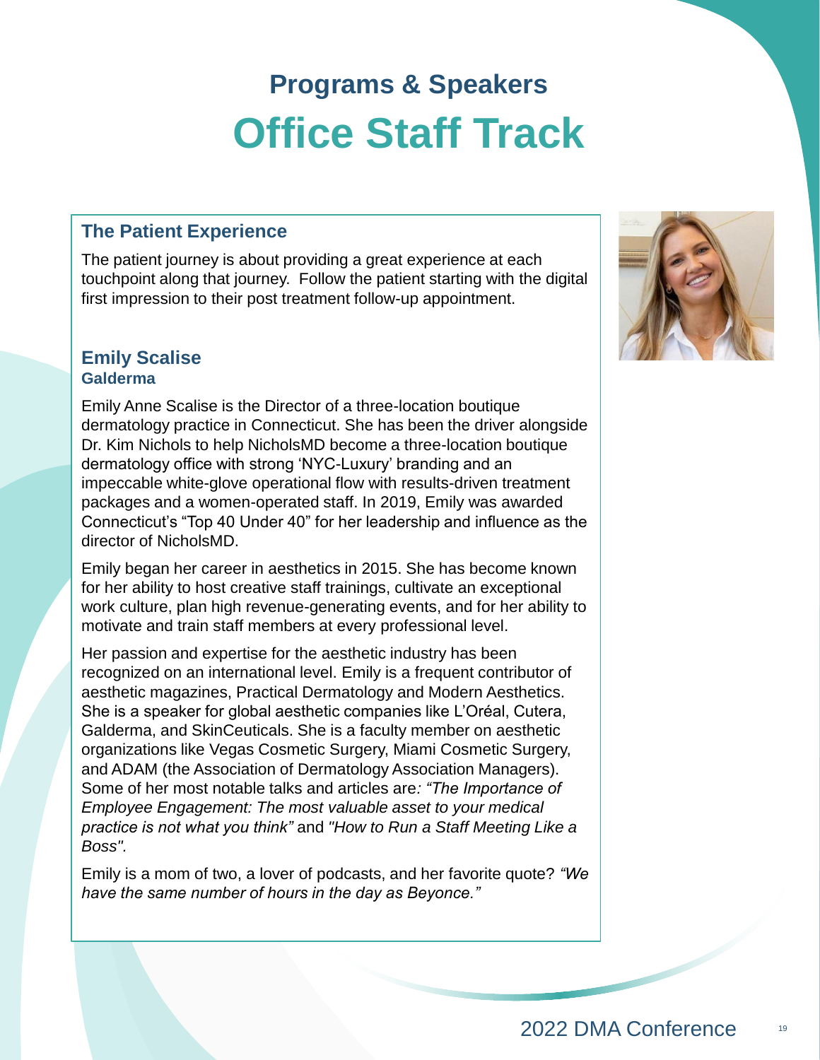# Programs & Speakers

# Office Staff Track

## The Patient Experience

The patient journey is about providing a great experience at each touchpoint along that journey. Follow the patient starting with the digital first impression to their post treatment follow-up appointment.

### Emily Scalise
**Galderma**

Emily Anne Scalise is the Director of a three-location boutique dermatology practice in Connecticut. She has been the driver alongside Dr. Kim Nichols to help NicholsMD become a three-location boutique dermatology office with strong 'NYC-Luxury' branding and an impeccable white-glove operational flow with results-driven treatment packages and a women-operated staff. In 2019, Emily was awarded Connecticut's "Top 40 Under 40" for her leadership and influence as the director of NicholsMD.

Emily began her career in aesthetics in 2015. She has become known for her ability to host creative staff trainings, cultivate an exceptional work culture, plan high revenue-generating events, and for her ability to motivate and train staff members at every professional level.

Her passion and expertise for the aesthetic industry has been recognized on an international level. Emily is a frequent contributor of aesthetic magazines, Practical Dermatology and Modern Aesthetics. She is a speaker for global aesthetic companies like L'Oréal, Cutera, Galderma, and SkinCeuticals. She is a faculty member on aesthetic organizations like Vegas Cosmetic Surgery, Miami Cosmetic Surgery, and ADAM (the Association of Dermatology Association Managers). Some of her most notable talks and articles are*: "The Importance of Employee Engagement: The most valuable asset to your medical practice is not what you think"* and *"How to Run a Staff Meeting Like a Boss".*

Emily is a mom of two, a lover of podcasts, and her favorite quote? *"We have the same number of hours in the day as Beyonce."*